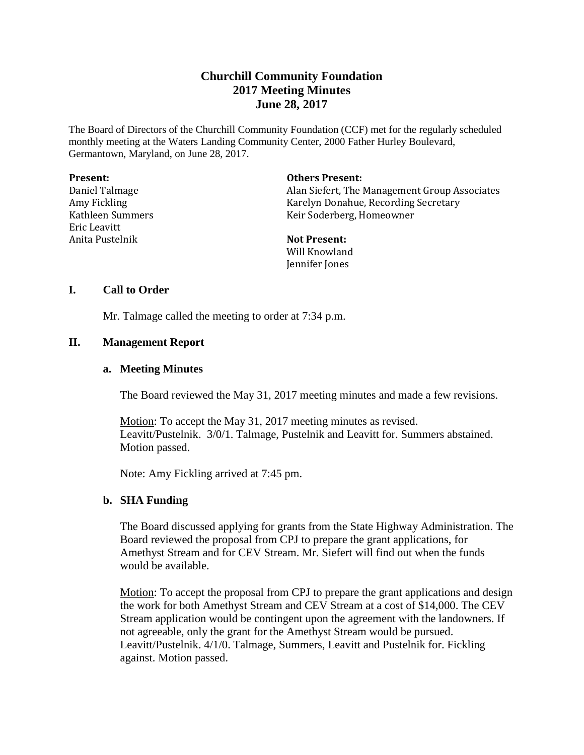# Churchill Community Foundation
## 2017 Meeting Minutes
## June 28, 2017

The Board of Directors of the Churchill Community Foundation (CCF) met for the regularly scheduled monthly meeting at the Waters Landing Community Center, 2000 Father Hurley Boulevard, Germantown, Maryland, on June 28, 2017.

**Present:**
Daniel Talmage
Amy Fickling
Kathleen Summers
Eric Leavitt
Anita Pustelnik

**Others Present:**
Alan Siefert, The Management Group Associates
Karelyn Donahue, Recording Secretary
Keir Soderberg, Homeowner

**Not Present:**
Will Knowland
Jennifer Jones

### I. Call to Order

Mr. Talmage called the meeting to order at 7:34 p.m.

### II. Management Report

#### a. Meeting Minutes

The Board reviewed the May 31, 2017 meeting minutes and made a few revisions.

Motion: To accept the May 31, 2017 meeting minutes as revised. Leavitt/Pustelnik. 3/0/1. Talmage, Pustelnik and Leavitt for. Summers abstained. Motion passed.

Note: Amy Fickling arrived at 7:45 pm.

#### b. SHA Funding

The Board discussed applying for grants from the State Highway Administration. The Board reviewed the proposal from CPJ to prepare the grant applications, for Amethyst Stream and for CEV Stream. Mr. Siefert will find out when the funds would be available.

Motion: To accept the proposal from CPJ to prepare the grant applications and design the work for both Amethyst Stream and CEV Stream at a cost of $14,000. The CEV Stream application would be contingent upon the agreement with the landowners. If not agreeable, only the grant for the Amethyst Stream would be pursued. Leavitt/Pustelnik. 4/1/0. Talmage, Summers, Leavitt and Pustelnik for. Fickling against. Motion passed.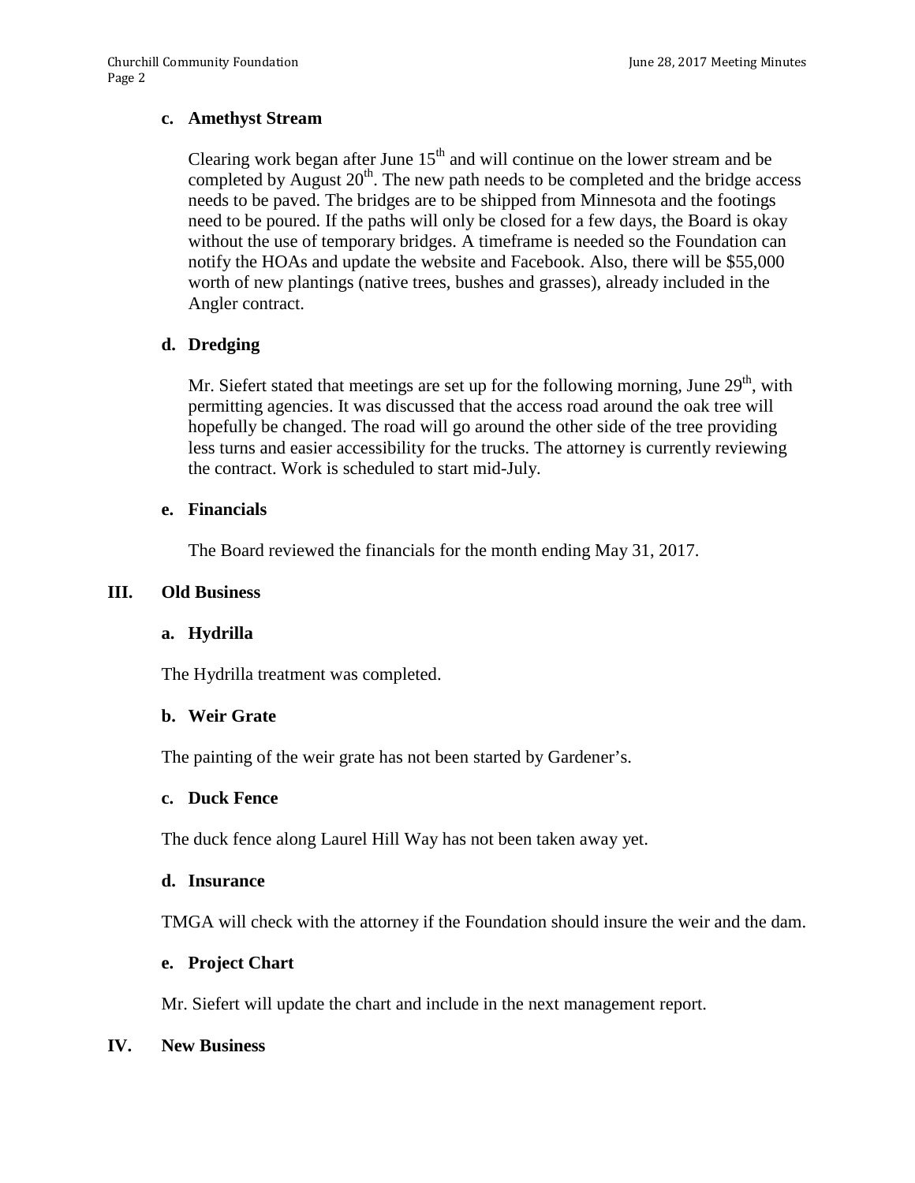### c. Amethyst Stream

Clearing work began after June 15th and will continue on the lower stream and be completed by August 20th. The new path needs to be completed and the bridge access needs to be paved. The bridges are to be shipped from Minnesota and the footings need to be poured. If the paths will only be closed for a few days, the Board is okay without the use of temporary bridges. A timeframe is needed so the Foundation can notify the HOAs and update the website and Facebook. Also, there will be $55,000 worth of new plantings (native trees, bushes and grasses), already included in the Angler contract.

### d. Dredging

Mr. Siefert stated that meetings are set up for the following morning, June 29th, with permitting agencies. It was discussed that the access road around the oak tree will hopefully be changed. The road will go around the other side of the tree providing less turns and easier accessibility for the trucks. The attorney is currently reviewing the contract. Work is scheduled to start mid-July.

### e. Financials

The Board reviewed the financials for the month ending May 31, 2017.

## III. Old Business

### a. Hydrilla

The Hydrilla treatment was completed.

### b. Weir Grate

The painting of the weir grate has not been started by Gardener's.

### c. Duck Fence

The duck fence along Laurel Hill Way has not been taken away yet.

### d. Insurance

TMGA will check with the attorney if the Foundation should insure the weir and the dam.

### e. Project Chart

Mr. Siefert will update the chart and include in the next management report.

## IV. New Business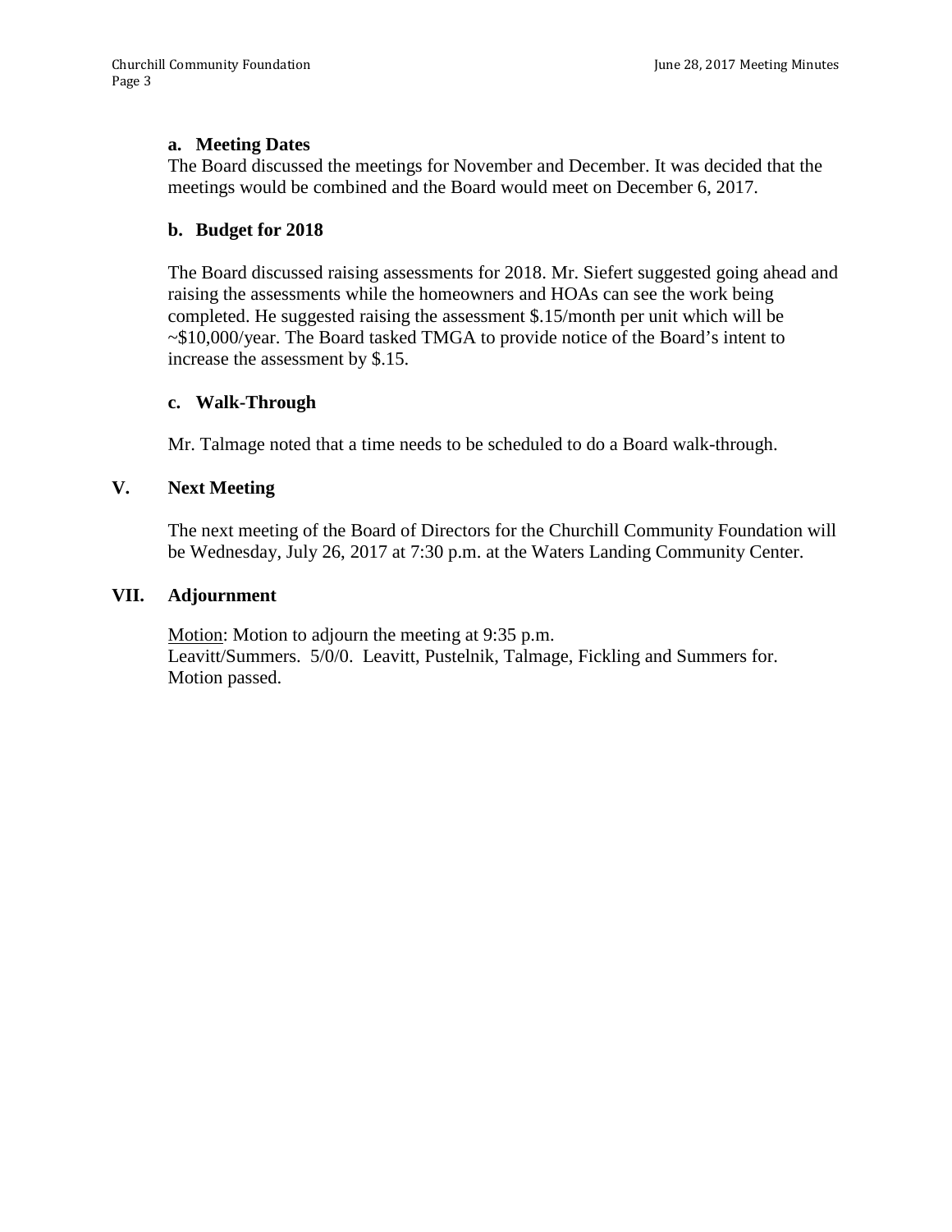### a. Meeting Dates

The Board discussed the meetings for November and December. It was decided that the meetings would be combined and the Board would meet on December 6, 2017.

### b. Budget for 2018

The Board discussed raising assessments for 2018. Mr. Siefert suggested going ahead and raising the assessments while the homeowners and HOAs can see the work being completed. He suggested raising the assessment $.15/month per unit which will be ~$10,000/year. The Board tasked TMGA to provide notice of the Board's intent to increase the assessment by $.15.

### c. Walk-Through

Mr. Talmage noted that a time needs to be scheduled to do a Board walk-through.

## V. Next Meeting

The next meeting of the Board of Directors for the Churchill Community Foundation will be Wednesday, July 26, 2017 at 7:30 p.m. at the Waters Landing Community Center.

## VII. Adjournment

<u>Motion</u>: Motion to adjourn the meeting at 9:35 p.m.
Leavitt/Summers. 5/0/0. Leavitt, Pustelnik, Talmage, Fickling and Summers for.
Motion passed.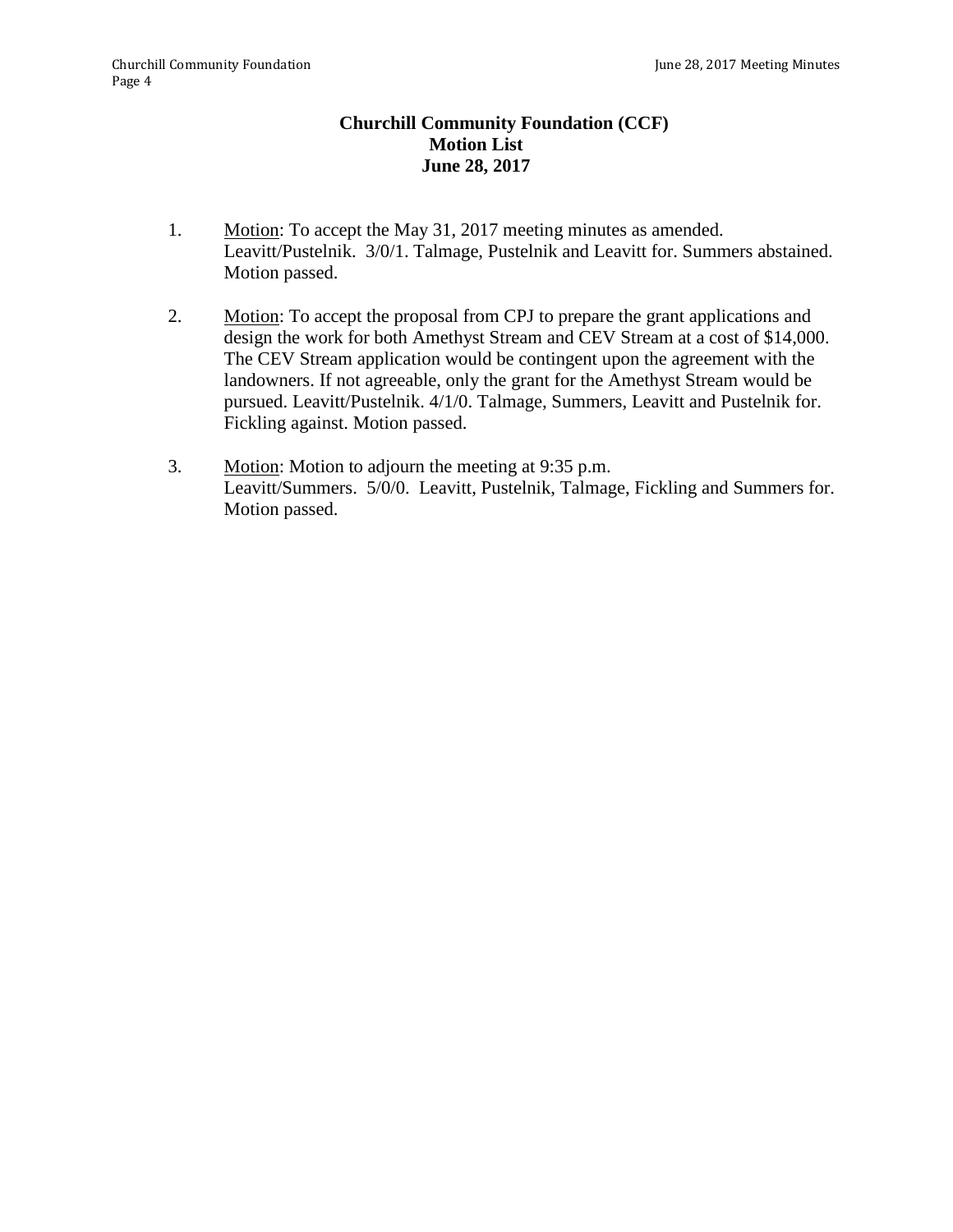**Churchill Community Foundation (CCF)**
**Motion List**
**June 28, 2017**

1. Motion: To accept the May 31, 2017 meeting minutes as amended. Leavitt/Pustelnik. 3/0/1. Talmage, Pustelnik and Leavitt for. Summers abstained. Motion passed.

2. Motion: To accept the proposal from CPJ to prepare the grant applications and design the work for both Amethyst Stream and CEV Stream at a cost of $14,000. The CEV Stream application would be contingent upon the agreement with the landowners. If not agreeable, only the grant for the Amethyst Stream would be pursued. Leavitt/Pustelnik. 4/1/0. Talmage, Summers, Leavitt and Pustelnik for. Fickling against. Motion passed.

3. Motion: Motion to adjourn the meeting at 9:35 p.m. Leavitt/Summers. 5/0/0. Leavitt, Pustelnik, Talmage, Fickling and Summers for. Motion passed.